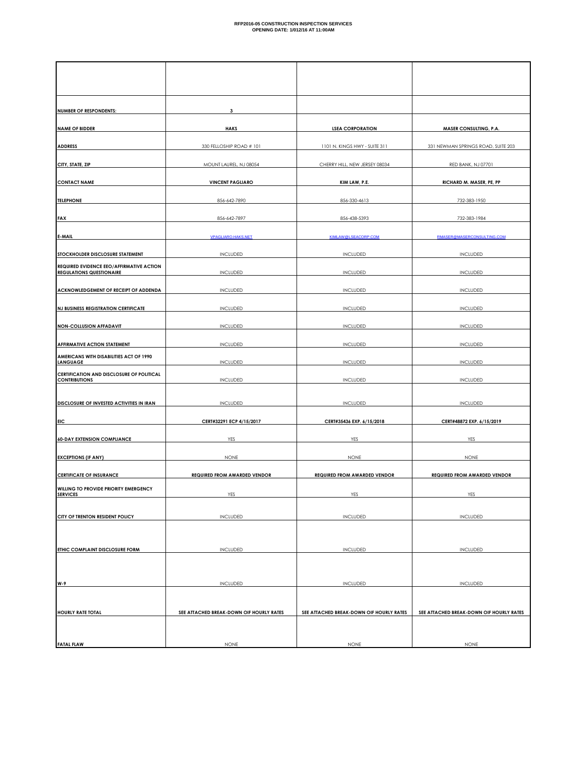**RFP2016-05 CONSTRUCTION INSPECTION SERVICES**
**OPENING DATE: 1/012/16 AT 11:00AM**

| | | | |
|---|---|---|---|
| **NUMBER OF RESPONDENTS:** | **3** | | |
| **NAME OF BIDDER** | **HAKS** | **LSEA CORPORATION** | **MASER CONSULTING, P.A.** |
| **ADDRESS** | 330 FELLOSHIP ROAD # 101 | 1101 N. KINGS HWY - SUITE 311 | 331 NEWMAN SPRINGS ROAD, SUITE 203 |
| **CITY, STATE, ZIP** | MOUNT LAUREL, NJ 08054 | CHERRY HILL, NEW JERSEY 08034 | RED BANK, NJ 07701 |
| **CONTACT NAME** | **VINCENT PAGLIARO** | **KIM LAW, P.E.** | **RICHARD M. MASER, PE, PP** |
| **TELEPHONE** | 856-642-7890 | 856-330-4613 | 732-383-1950 |
| **FAX** | 856-642-7897 | 856-438-5393 | 732-383-1984 |
| **E-MAIL** | VPAGLIARO.HAKS.NET | KIMLAW@LSEACORP.COM | RMASER@MASERCONSULTING.COM |
| **STOCKHOLDER DISCLOSURE STATEMENT** | INCLUDED | INCLUDED | INCLUDED |
| **REQUIRED EVIDENCE EEO/AFFIRMATIVE ACTION REGULATIONS QUESTIONAIRE** | INCLUDED | INCLUDED | INCLUDED |
| **ACKNOWLEDGEMENT OF RECEIPT OF ADDENDA** | INCLUDED | INCLUDED | INCLUDED |
| **NJ BUSINESS REGISTRATION CERTIFICATE** | INCLUDED | INCLUDED | INCLUDED |
| **NON-COLLUSION AFFADAVIT** | INCLUDED | INCLUDED | INCLUDED |
| **AFFIRMATIVE ACTION STATEMENT** | INCLUDED | INCLUDED | INCLUDED |
| **AMERICANS WITH DISABILITIES ACT OF 1990 LANGUAGE** | INCLUDED | INCLUDED | INCLUDED |
| **CERTIFICATION AND DISCLOSURE OF POLITICAL CONTRIBUTIONS** | INCLUDED | INCLUDED | INCLUDED |
| **DISCLOSURE OF INVESTED ACTIVITIES IN IRAN** | INCLUDED | INCLUDED | INCLUDED |
| **EIC** | **CERT#32291 ECP 4/15/2017** | **CERT#35436 EXP. 6/15/2018** | **CERT#48872 EXP. 6/15/2019** |
| **60-DAY EXTENSION COMPLIANCE** | YES | YES | YES |
| **EXCEPTIONS (IF ANY)** | NONE | NONE | NONE |
| **CERTIFICATE OF INSURANCE** | **REQUIRED FROM AWARDED VENDOR** | **REQUIRED FROM AWARDED VENDOR** | **REQUIRED FROM AWARDED VENDOR** |
| **WILLING TO PROVIDE PRIORITY EMERGENCY SERVICES** | YES | YES | YES |
| **CITY OF TRENTON RESIDENT POLICY** | INCLUDED | INCLUDED | INCLUDED |
| **ETHIC COMPLAINT DISCLOSURE FORM** | INCLUDED | INCLUDED | INCLUDED |
| **W-9** | INCLUDED | INCLUDED | INCLUDED |
| **HOURLY RATE TOTAL** | **SEE ATTACHED BREAK-DOWN OIF HOURLY RATES** | **SEE ATTACHED BREAK-DOWN OIF HOURLY RATES** | **SEE ATTACHED BREAK-DOWN OIF HOURLY RATES** |
| **FATAL FLAW** | NONE | NONE | NONE |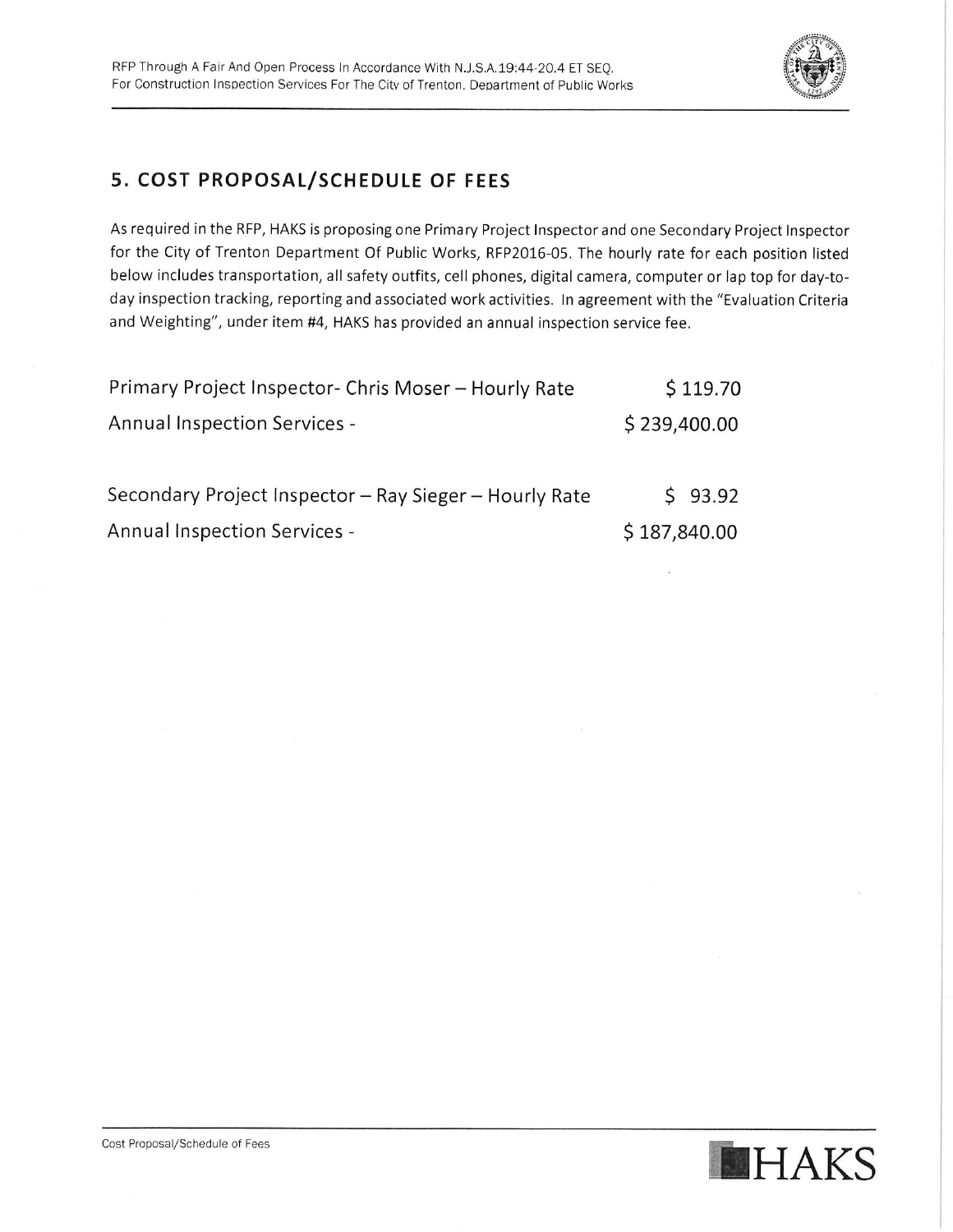## 5. COST PROPOSAL/SCHEDULE OF FEES

As required in the RFP, HAKS is proposing one Primary Project Inspector and one Secondary Project Inspector for the City of Trenton Department Of Public Works, RFP2016-05. The hourly rate for each position listed below includes transportation, all safety outfits, cell phones, digital camera, computer or lap top for day-to-day inspection tracking, reporting and associated work activities. In agreement with the "Evaluation Criteria and Weighting", under item #4, HAKS has provided an annual inspection service fee.

| | |
|---|---|
| Primary Project Inspector- Chris Moser – Hourly Rate | $ 119.70 |
| Annual Inspection Services - | $ 239,400.00 |
| | |
| Secondary Project Inspector – Ray Sieger – Hourly Rate | $ 93.92 |
| Annual Inspection Services - | $ 187,840.00 |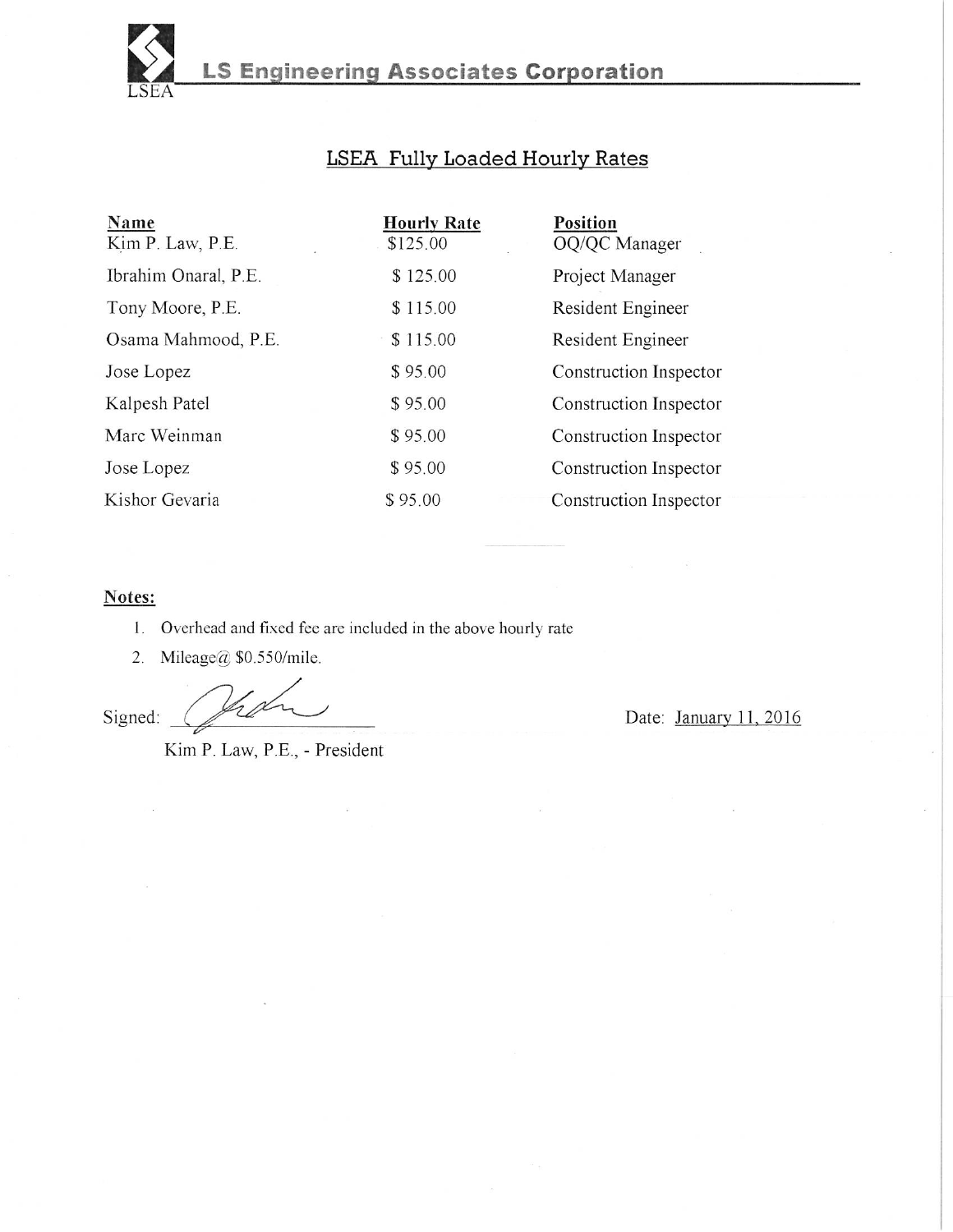LS Engineering Associates Corporation

LSEA

## LSEA Fully Loaded Hourly Rates

| Name | Hourly Rate | Position |
|---|---|---|
| Kim P. Law, P.E. | $125.00 | OQ/QC Manager |
| Ibrahim Onaral, P.E. | $ 125.00 | Project Manager |
| Tony Moore, P.E. | $ 115.00 | Resident Engineer |
| Osama Mahmood, P.E. | $ 115.00 | Resident Engineer |
| Jose Lopez | $ 95.00 | Construction Inspector |
| Kalpesh Patel | $ 95.00 | Construction Inspector |
| Marc Weinman | $ 95.00 | Construction Inspector |
| Jose Lopez | $ 95.00 | Construction Inspector |
| Kishor Gevaria | $ 95.00 | Construction Inspector |

**Notes:**

1. Overhead and fixed fee are included in the above hourly rate
2. Mileage@ $0.550/mile.

Signed: ____________________

Kim P. Law, P.E., - President

Date: January 11, 2016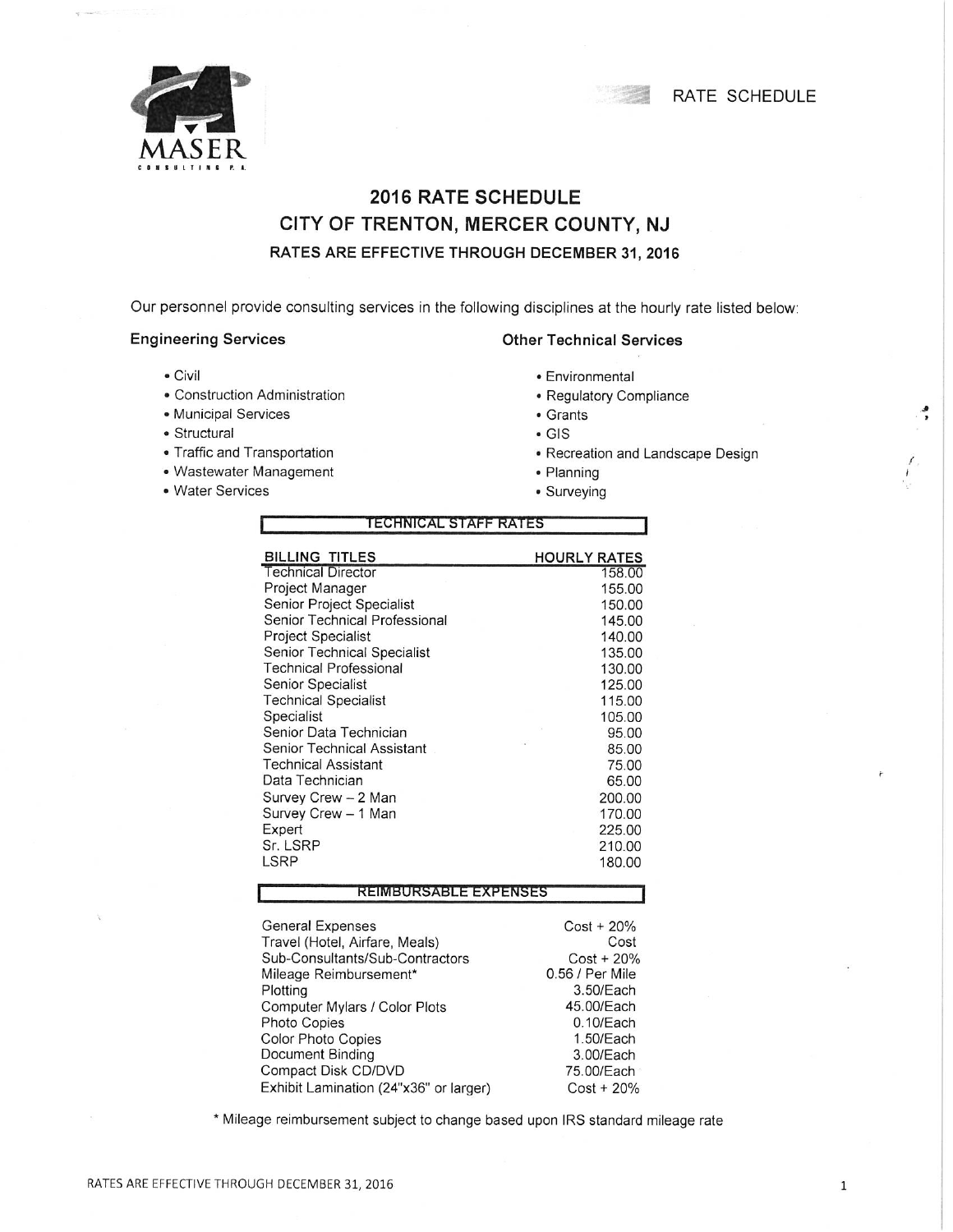MASER CONSULTING P.A.

RATE SCHEDULE

# 2016 RATE SCHEDULE

## CITY OF TRENTON, MERCER COUNTY, NJ

### RATES ARE EFFECTIVE THROUGH DECEMBER 31, 2016

Our personnel provide consulting services in the following disciplines at the hourly rate listed below:

**Engineering Services**

- Civil
- Construction Administration
- Municipal Services
- Structural
- Traffic and Transportation
- Wastewater Management
- Water Services

**Other Technical Services**

- Environmental
- Regulatory Compliance
- Grants
- GIS
- Recreation and Landscape Design
- Planning
- Surveying

**TECHNICAL STAFF RATES**

| BILLING TITLES | HOURLY RATES |
|---|---|
| Technical Director | 158.00 |
| Project Manager | 155.00 |
| Senior Project Specialist | 150.00 |
| Senior Technical Professional | 145.00 |
| Project Specialist | 140.00 |
| Senior Technical Specialist | 135.00 |
| Technical Professional | 130.00 |
| Senior Specialist | 125.00 |
| Technical Specialist | 115.00 |
| Specialist | 105.00 |
| Senior Data Technician | 95.00 |
| Senior Technical Assistant | 85.00 |
| Technical Assistant | 75.00 |
| Data Technician | 65.00 |
| Survey Crew – 2 Man | 200.00 |
| Survey Crew – 1 Man | 170.00 |
| Expert | 225.00 |
| Sr. LSRP | 210.00 |
| LSRP | 180.00 |

**REIMBURSABLE EXPENSES**

| | |
|---|---|
| General Expenses | Cost + 20% |
| Travel (Hotel, Airfare, Meals) | Cost |
| Sub-Consultants/Sub-Contractors | Cost + 20% |
| Mileage Reimbursement* | 0.56 / Per Mile |
| Plotting | 3.50/Each |
| Computer Mylars / Color Plots | 45.00/Each |
| Photo Copies | 0.10/Each |
| Color Photo Copies | 1.50/Each |
| Document Binding | 3.00/Each |
| Compact Disk CD/DVD | 75.00/Each |
| Exhibit Lamination (24"x36" or larger) | Cost + 20% |

* Mileage reimbursement subject to change based upon IRS standard mileage rate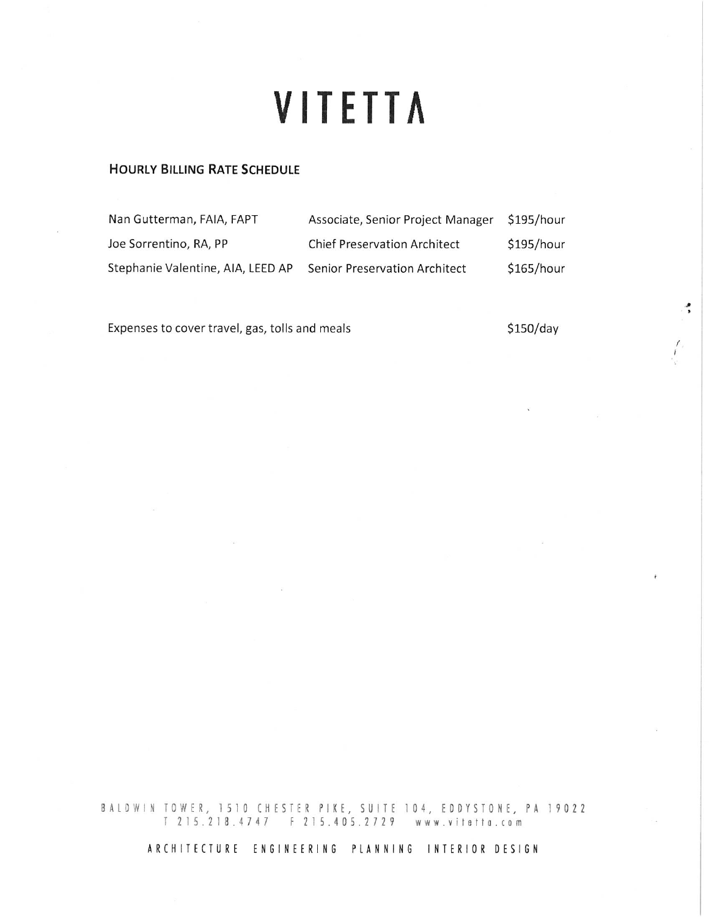# VITETTA

## HOURLY BILLING RATE SCHEDULE

| | | |
|---|---|---|
| Nan Gutterman, FAIA, FAPT | Associate, Senior Project Manager | $195/hour |
| Joe Sorrentino, RA, PP | Chief Preservation Architect | $195/hour |
| Stephanie Valentine, AIA, LEED AP | Senior Preservation Architect | $165/hour |

| | |
|---|---|
| Expenses to cover travel, gas, tolls and meals | $150/day |

BALDWIN TOWER, 1510 CHESTER PIKE, SUITE 104, EDDYSTONE, PA 19022
T 215.218.4747 F 215.405.2729 www.vitetta.com

ARCHITECTURE ENGINEERING PLANNING INTERIOR DESIGN